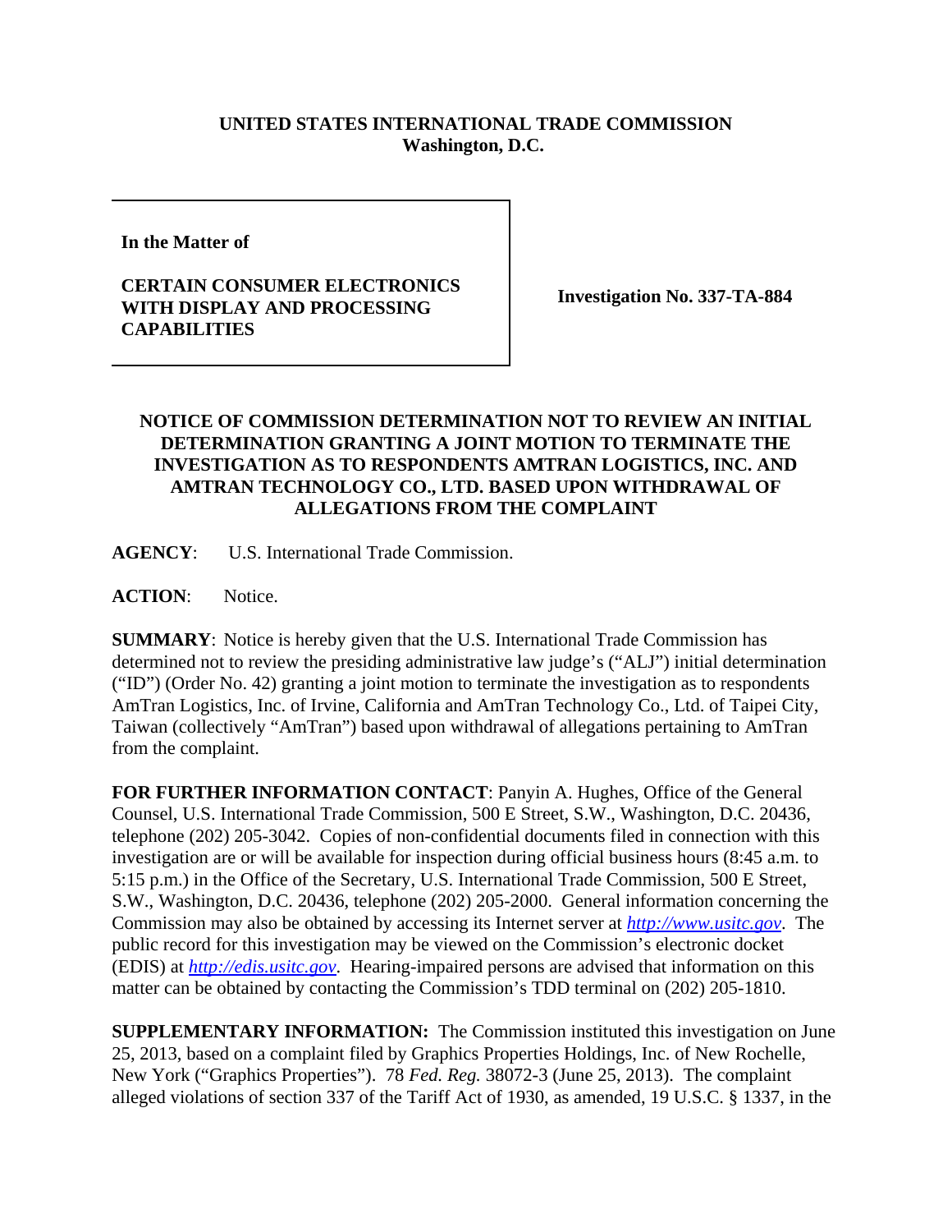**UNITED STATES INTERNATIONAL TRADE COMMISSION**
**Washington, D.C.**

| **In the Matter of** **CERTAIN CONSUMER ELECTRONICS WITH DISPLAY AND PROCESSING CAPABILITIES** | **Investigation No. 337-TA-884** |
|---|---|

**NOTICE OF COMMISSION DETERMINATION NOT TO REVIEW AN INITIAL DETERMINATION GRANTING A JOINT MOTION TO TERMINATE THE INVESTIGATION AS TO RESPONDENTS AMTRAN LOGISTICS, INC. AND AMTRAN TECHNOLOGY CO., LTD. BASED UPON WITHDRAWAL OF ALLEGATIONS FROM THE COMPLAINT**

**AGENCY**: U.S. International Trade Commission.

**ACTION**: Notice.

**SUMMARY**: Notice is hereby given that the U.S. International Trade Commission has determined not to review the presiding administrative law judge's ("ALJ") initial determination ("ID") (Order No. 42) granting a joint motion to terminate the investigation as to respondents AmTran Logistics, Inc. of Irvine, California and AmTran Technology Co., Ltd. of Taipei City, Taiwan (collectively "AmTran") based upon withdrawal of allegations pertaining to AmTran from the complaint.

**FOR FURTHER INFORMATION CONTACT**: Panyin A. Hughes, Office of the General Counsel, U.S. International Trade Commission, 500 E Street, S.W., Washington, D.C. 20436, telephone (202) 205-3042. Copies of non-confidential documents filed in connection with this investigation are or will be available for inspection during official business hours (8:45 a.m. to 5:15 p.m.) in the Office of the Secretary, U.S. International Trade Commission, 500 E Street, S.W., Washington, D.C. 20436, telephone (202) 205-2000. General information concerning the Commission may also be obtained by accessing its Internet server at *http://www.usitc.gov*. The public record for this investigation may be viewed on the Commission's electronic docket (EDIS) at *http://edis.usitc.gov*. Hearing-impaired persons are advised that information on this matter can be obtained by contacting the Commission's TDD terminal on (202) 205-1810.

**SUPPLEMENTARY INFORMATION:** The Commission instituted this investigation on June 25, 2013, based on a complaint filed by Graphics Properties Holdings, Inc. of New Rochelle, New York ("Graphics Properties"). 78 *Fed. Reg.* 38072-3 (June 25, 2013). The complaint alleged violations of section 337 of the Tariff Act of 1930, as amended, 19 U.S.C. § 1337, in the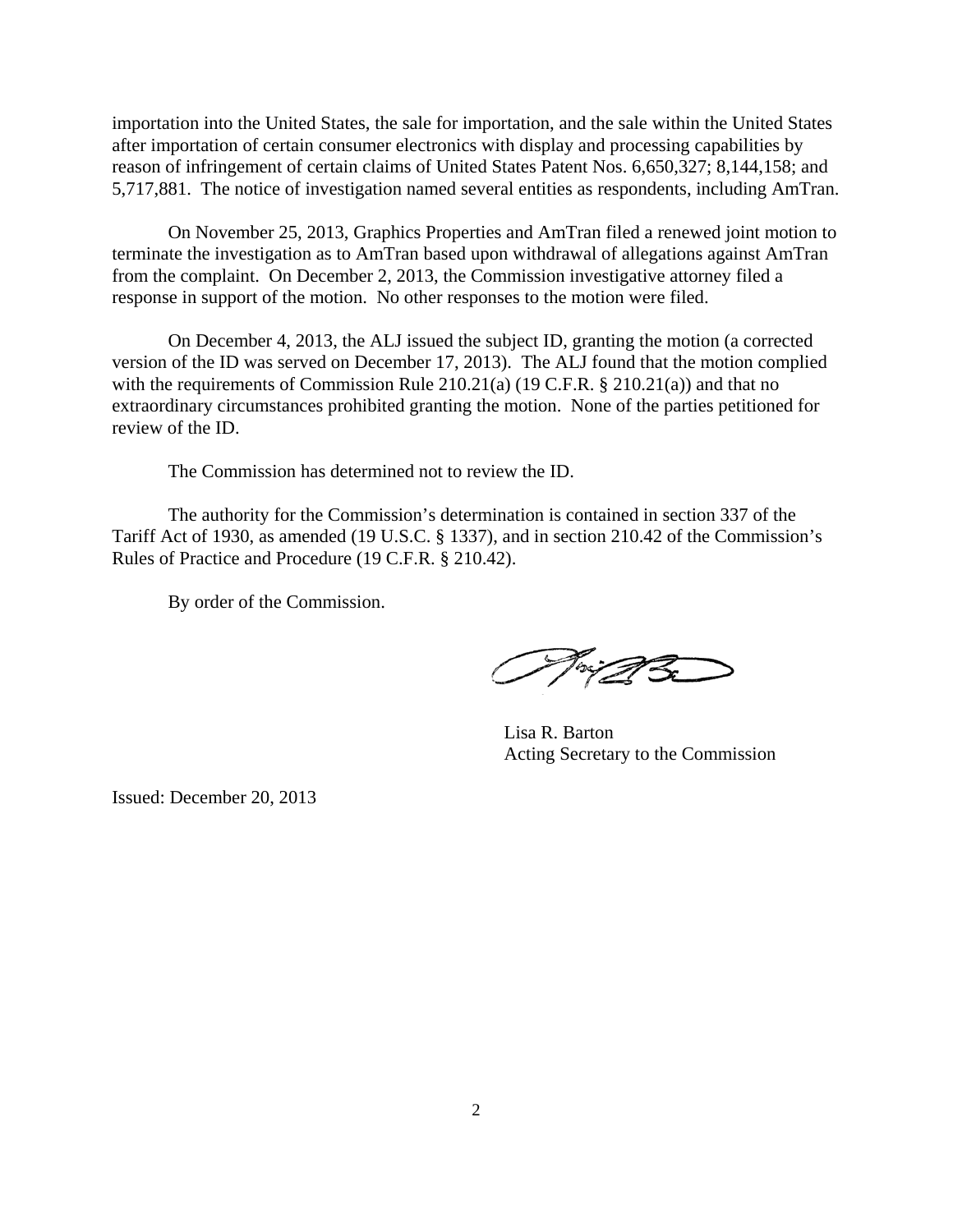importation into the United States, the sale for importation, and the sale within the United States after importation of certain consumer electronics with display and processing capabilities by reason of infringement of certain claims of United States Patent Nos. 6,650,327; 8,144,158; and 5,717,881. The notice of investigation named several entities as respondents, including AmTran.

On November 25, 2013, Graphics Properties and AmTran filed a renewed joint motion to terminate the investigation as to AmTran based upon withdrawal of allegations against AmTran from the complaint. On December 2, 2013, the Commission investigative attorney filed a response in support of the motion. No other responses to the motion were filed.

On December 4, 2013, the ALJ issued the subject ID, granting the motion (a corrected version of the ID was served on December 17, 2013). The ALJ found that the motion complied with the requirements of Commission Rule 210.21(a) (19 C.F.R. § 210.21(a)) and that no extraordinary circumstances prohibited granting the motion. None of the parties petitioned for review of the ID.

The Commission has determined not to review the ID.

The authority for the Commission's determination is contained in section 337 of the Tariff Act of 1930, as amended (19 U.S.C. § 1337), and in section 210.42 of the Commission's Rules of Practice and Procedure (19 C.F.R. § 210.42).

By order of the Commission.

Lisa R. Barton
Acting Secretary to the Commission

Issued: December 20, 2013